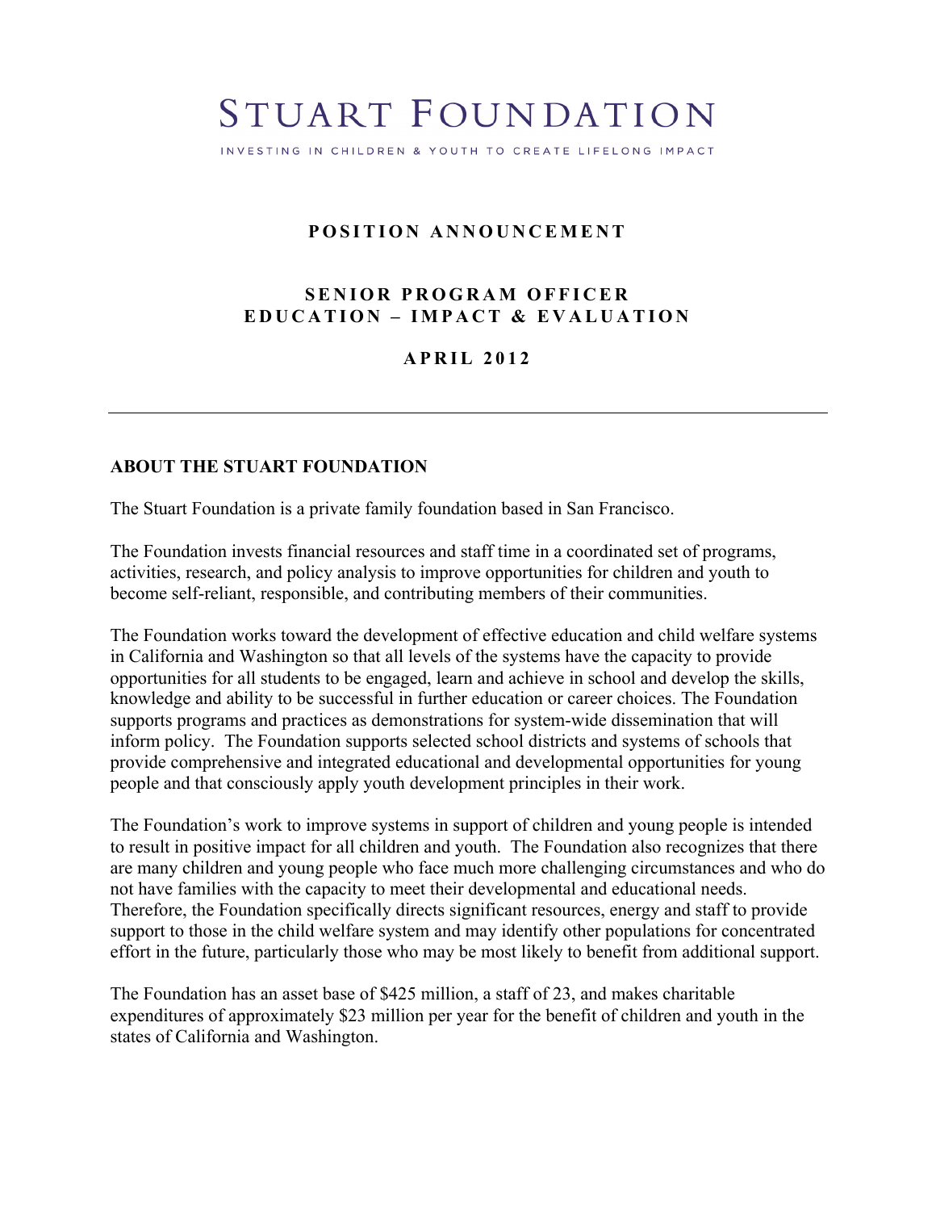# STUART FOUNDATION

INVESTING IN CHILDREN & YOUTH TO CREATE LIFELONG IMPACT

## POSITION ANNOUNCEMENT

## SENIOR PROGRAM OFFICER
## EDUCATION – IMPACT & EVALUATION

**APRIL 2012**

---

### ABOUT THE STUART FOUNDATION

The Stuart Foundation is a private family foundation based in San Francisco.

The Foundation invests financial resources and staff time in a coordinated set of programs, activities, research, and policy analysis to improve opportunities for children and youth to become self-reliant, responsible, and contributing members of their communities.

The Foundation works toward the development of effective education and child welfare systems in California and Washington so that all levels of the systems have the capacity to provide opportunities for all students to be engaged, learn and achieve in school and develop the skills, knowledge and ability to be successful in further education or career choices. The Foundation supports programs and practices as demonstrations for system-wide dissemination that will inform policy. The Foundation supports selected school districts and systems of schools that provide comprehensive and integrated educational and developmental opportunities for young people and that consciously apply youth development principles in their work.

The Foundation's work to improve systems in support of children and young people is intended to result in positive impact for all children and youth. The Foundation also recognizes that there are many children and young people who face much more challenging circumstances and who do not have families with the capacity to meet their developmental and educational needs. Therefore, the Foundation specifically directs significant resources, energy and staff to provide support to those in the child welfare system and may identify other populations for concentrated effort in the future, particularly those who may be most likely to benefit from additional support.

The Foundation has an asset base of $425 million, a staff of 23, and makes charitable expenditures of approximately $23 million per year for the benefit of children and youth in the states of California and Washington.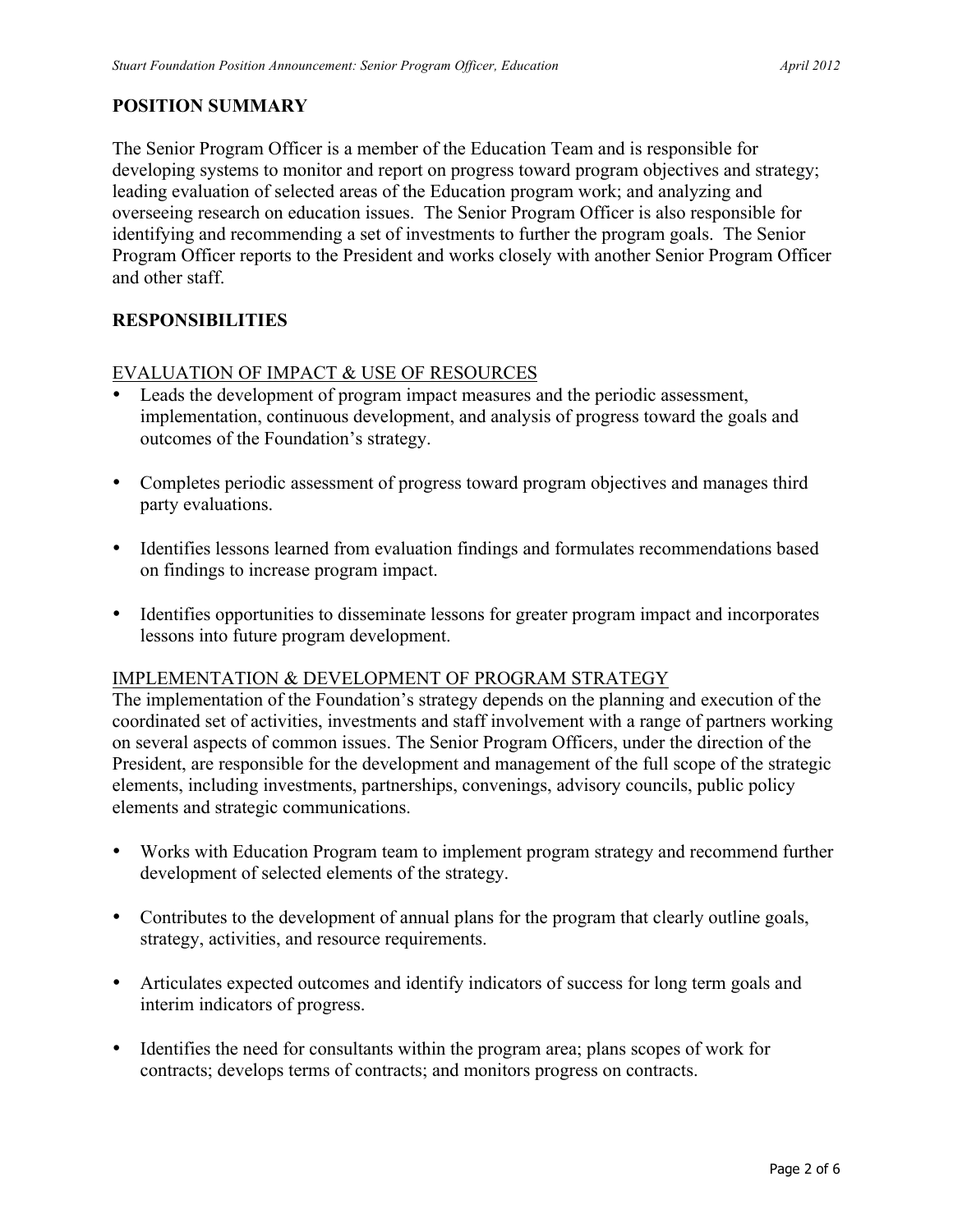## POSITION SUMMARY

The Senior Program Officer is a member of the Education Team and is responsible for developing systems to monitor and report on progress toward program objectives and strategy; leading evaluation of selected areas of the Education program work; and analyzing and overseeing research on education issues. The Senior Program Officer is also responsible for identifying and recommending a set of investments to further the program goals. The Senior Program Officer reports to the President and works closely with another Senior Program Officer and other staff.

## RESPONSIBILITIES

### EVALUATION OF IMPACT & USE OF RESOURCES

- Leads the development of program impact measures and the periodic assessment, implementation, continuous development, and analysis of progress toward the goals and outcomes of the Foundation's strategy.
- Completes periodic assessment of progress toward program objectives and manages third party evaluations.
- Identifies lessons learned from evaluation findings and formulates recommendations based on findings to increase program impact.
- Identifies opportunities to disseminate lessons for greater program impact and incorporates lessons into future program development.

### IMPLEMENTATION & DEVELOPMENT OF PROGRAM STRATEGY

The implementation of the Foundation's strategy depends on the planning and execution of the coordinated set of activities, investments and staff involvement with a range of partners working on several aspects of common issues. The Senior Program Officers, under the direction of the President, are responsible for the development and management of the full scope of the strategic elements, including investments, partnerships, convenings, advisory councils, public policy elements and strategic communications.

- Works with Education Program team to implement program strategy and recommend further development of selected elements of the strategy.
- Contributes to the development of annual plans for the program that clearly outline goals, strategy, activities, and resource requirements.
- Articulates expected outcomes and identify indicators of success for long term goals and interim indicators of progress.
- Identifies the need for consultants within the program area; plans scopes of work for contracts; develops terms of contracts; and monitors progress on contracts.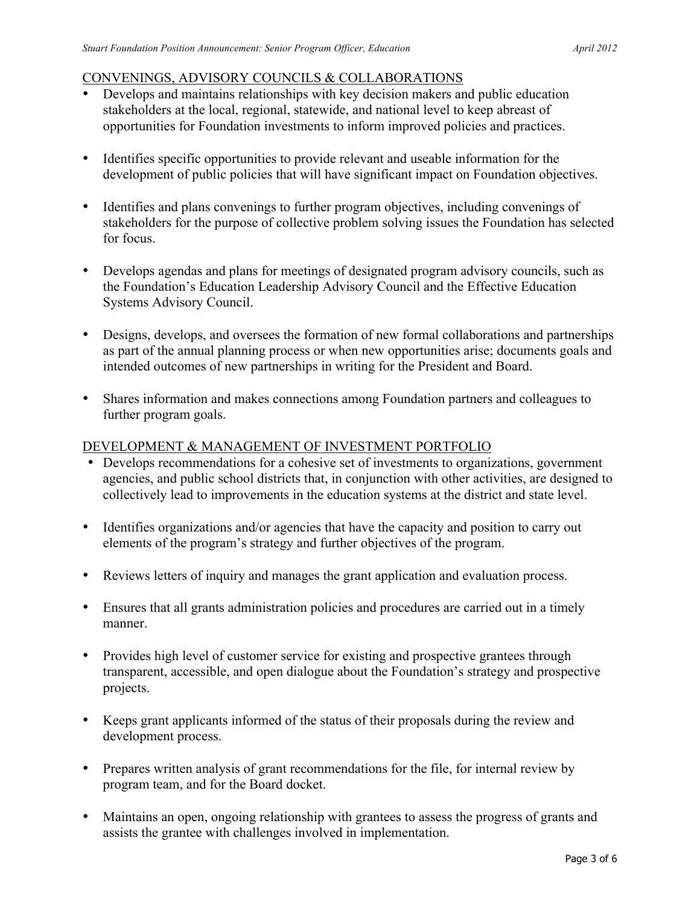CONVENINGS, ADVISORY COUNCILS & COLLABORATIONS

- Develops and maintains relationships with key decision makers and public education stakeholders at the local, regional, statewide, and national level to keep abreast of opportunities for Foundation investments to inform improved policies and practices.
- Identifies specific opportunities to provide relevant and useable information for the development of public policies that will have significant impact on Foundation objectives.
- Identifies and plans convenings to further program objectives, including convenings of stakeholders for the purpose of collective problem solving issues the Foundation has selected for focus.
- Develops agendas and plans for meetings of designated program advisory councils, such as the Foundation's Education Leadership Advisory Council and the Effective Education Systems Advisory Council.
- Designs, develops, and oversees the formation of new formal collaborations and partnerships as part of the annual planning process or when new opportunities arise; documents goals and intended outcomes of new partnerships in writing for the President and Board.
- Shares information and makes connections among Foundation partners and colleagues to further program goals.

DEVELOPMENT & MANAGEMENT OF INVESTMENT PORTFOLIO

- Develops recommendations for a cohesive set of investments to organizations, government agencies, and public school districts that, in conjunction with other activities, are designed to collectively lead to improvements in the education systems at the district and state level.
- Identifies organizations and/or agencies that have the capacity and position to carry out elements of the program's strategy and further objectives of the program.
- Reviews letters of inquiry and manages the grant application and evaluation process.
- Ensures that all grants administration policies and procedures are carried out in a timely manner.
- Provides high level of customer service for existing and prospective grantees through transparent, accessible, and open dialogue about the Foundation's strategy and prospective projects.
- Keeps grant applicants informed of the status of their proposals during the review and development process.
- Prepares written analysis of grant recommendations for the file, for internal review by program team, and for the Board docket.
- Maintains an open, ongoing relationship with grantees to assess the progress of grants and assists the grantee with challenges involved in implementation.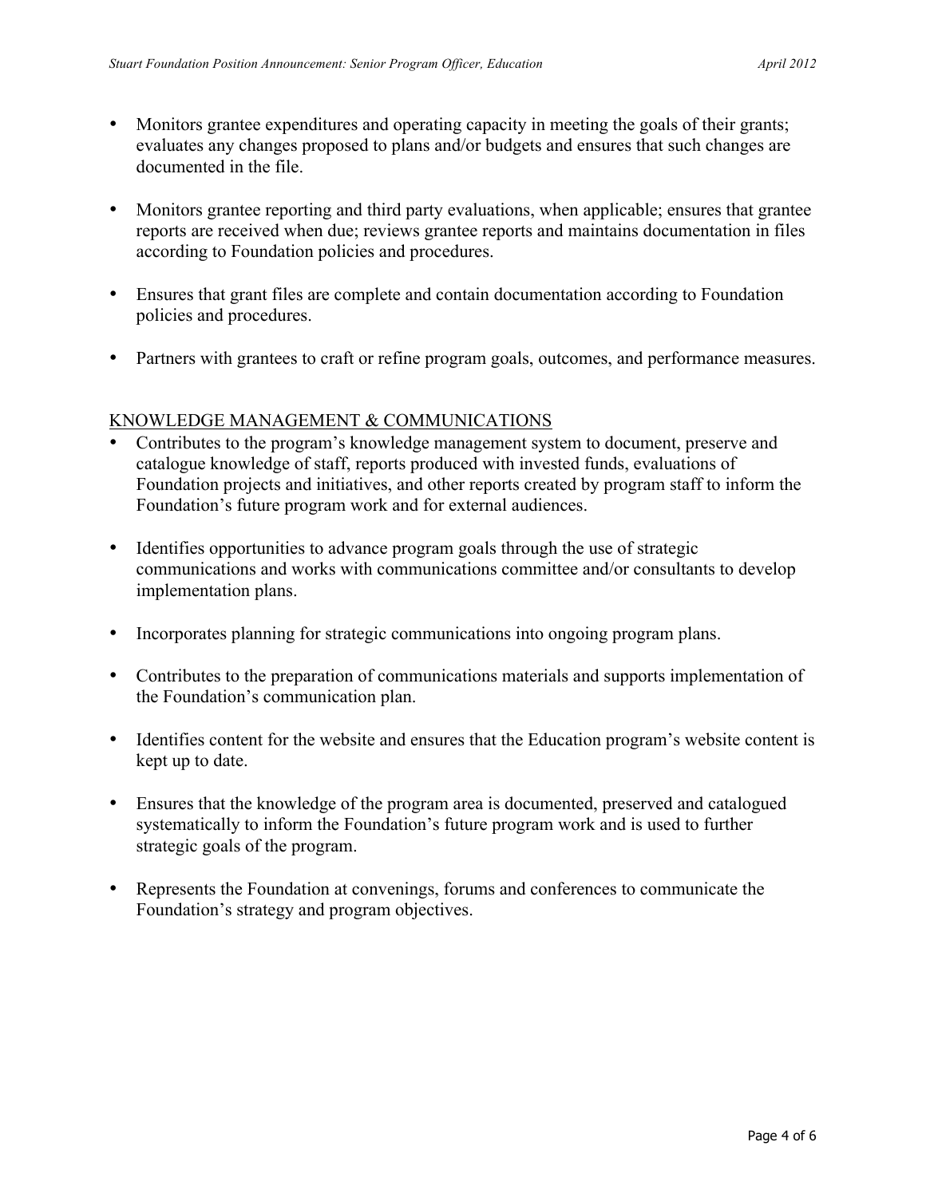- Monitors grantee expenditures and operating capacity in meeting the goals of their grants; evaluates any changes proposed to plans and/or budgets and ensures that such changes are documented in the file.

- Monitors grantee reporting and third party evaluations, when applicable; ensures that grantee reports are received when due; reviews grantee reports and maintains documentation in files according to Foundation policies and procedures.

- Ensures that grant files are complete and contain documentation according to Foundation policies and procedures.

- Partners with grantees to craft or refine program goals, outcomes, and performance measures.

<u>KNOWLEDGE MANAGEMENT & COMMUNICATIONS</u>

- Contributes to the program's knowledge management system to document, preserve and catalogue knowledge of staff, reports produced with invested funds, evaluations of Foundation projects and initiatives, and other reports created by program staff to inform the Foundation's future program work and for external audiences.

- Identifies opportunities to advance program goals through the use of strategic communications and works with communications committee and/or consultants to develop implementation plans.

- Incorporates planning for strategic communications into ongoing program plans.

- Contributes to the preparation of communications materials and supports implementation of the Foundation's communication plan.

- Identifies content for the website and ensures that the Education program's website content is kept up to date.

- Ensures that the knowledge of the program area is documented, preserved and catalogued systematically to inform the Foundation's future program work and is used to further strategic goals of the program.

- Represents the Foundation at convenings, forums and conferences to communicate the Foundation's strategy and program objectives.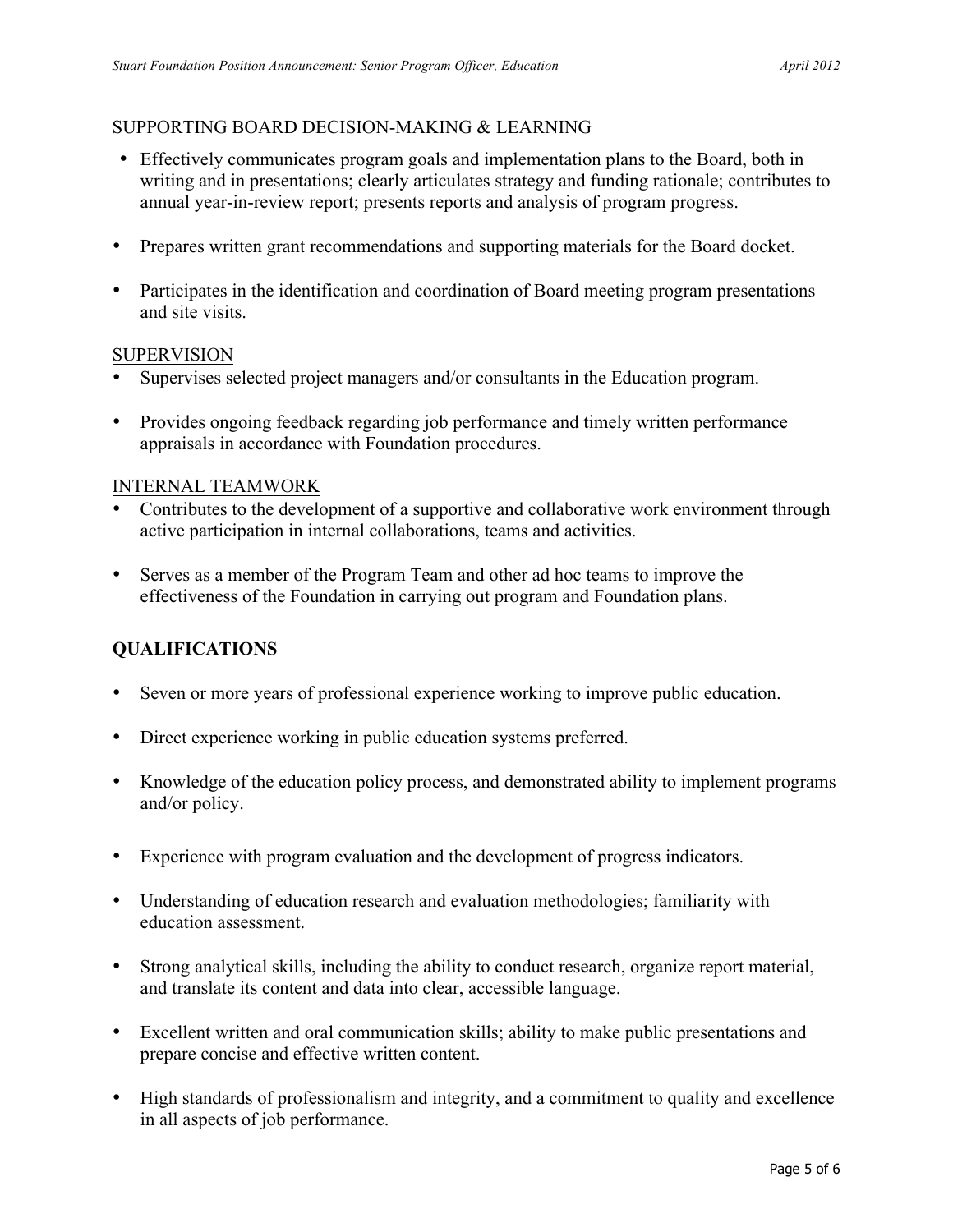SUPPORTING BOARD DECISION-MAKING & LEARNING

- Effectively communicates program goals and implementation plans to the Board, both in writing and in presentations; clearly articulates strategy and funding rationale; contributes to annual year-in-review report; presents reports and analysis of program progress.

- Prepares written grant recommendations and supporting materials for the Board docket.

- Participates in the identification and coordination of Board meeting program presentations and site visits.

SUPERVISION

- Supervises selected project managers and/or consultants in the Education program.

- Provides ongoing feedback regarding job performance and timely written performance appraisals in accordance with Foundation procedures.

INTERNAL TEAMWORK

- Contributes to the development of a supportive and collaborative work environment through active participation in internal collaborations, teams and activities.

- Serves as a member of the Program Team and other ad hoc teams to improve the effectiveness of the Foundation in carrying out program and Foundation plans.

## QUALIFICATIONS

- Seven or more years of professional experience working to improve public education.

- Direct experience working in public education systems preferred.

- Knowledge of the education policy process, and demonstrated ability to implement programs and/or policy.

- Experience with program evaluation and the development of progress indicators.

- Understanding of education research and evaluation methodologies; familiarity with education assessment.

- Strong analytical skills, including the ability to conduct research, organize report material, and translate its content and data into clear, accessible language.

- Excellent written and oral communication skills; ability to make public presentations and prepare concise and effective written content.

- High standards of professionalism and integrity, and a commitment to quality and excellence in all aspects of job performance.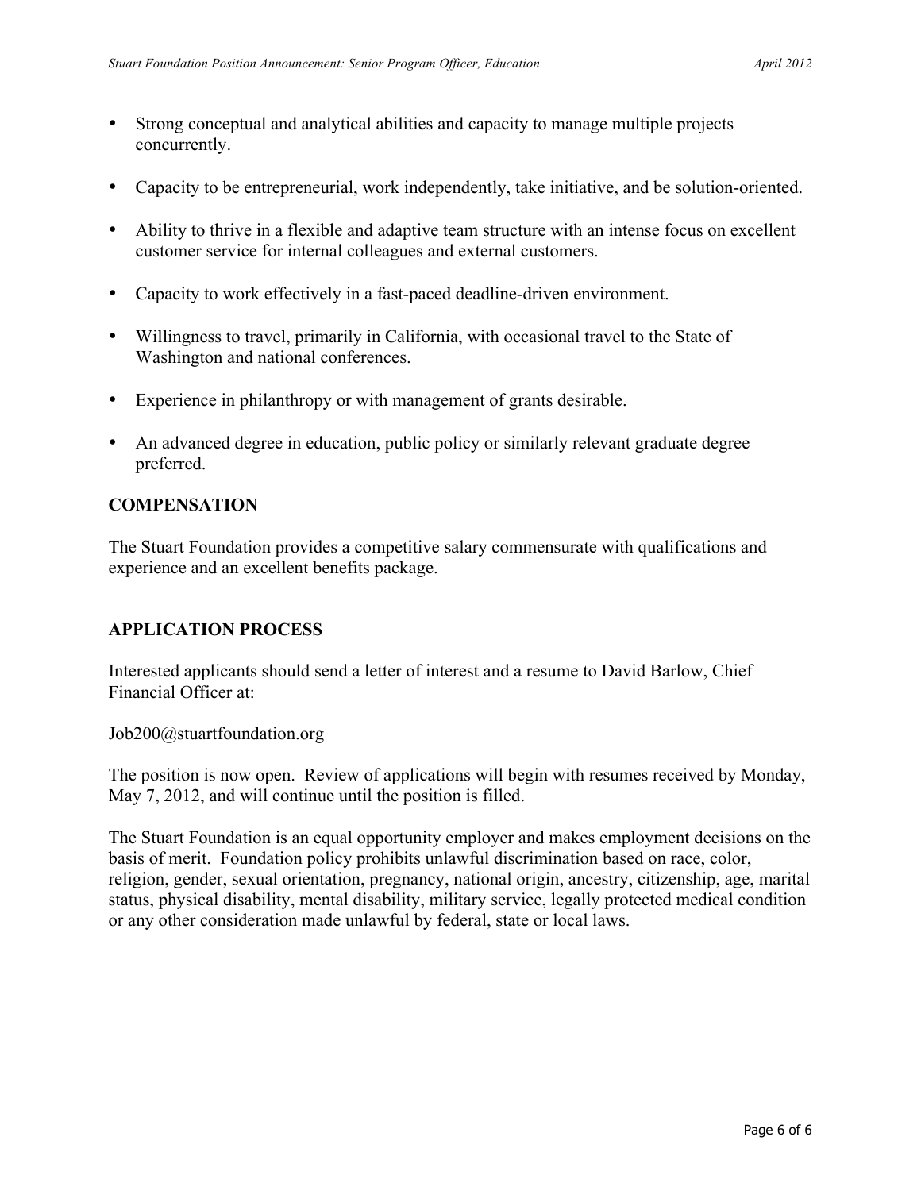- Strong conceptual and analytical abilities and capacity to manage multiple projects concurrently.
- Capacity to be entrepreneurial, work independently, take initiative, and be solution-oriented.
- Ability to thrive in a flexible and adaptive team structure with an intense focus on excellent customer service for internal colleagues and external customers.
- Capacity to work effectively in a fast-paced deadline-driven environment.
- Willingness to travel, primarily in California, with occasional travel to the State of Washington and national conferences.
- Experience in philanthropy or with management of grants desirable.
- An advanced degree in education, public policy or similarly relevant graduate degree preferred.

## COMPENSATION

The Stuart Foundation provides a competitive salary commensurate with qualifications and experience and an excellent benefits package.

## APPLICATION PROCESS

Interested applicants should send a letter of interest and a resume to David Barlow, Chief Financial Officer at:

Job200@stuartfoundation.org

The position is now open. Review of applications will begin with resumes received by Monday, May 7, 2012, and will continue until the position is filled.

The Stuart Foundation is an equal opportunity employer and makes employment decisions on the basis of merit. Foundation policy prohibits unlawful discrimination based on race, color, religion, gender, sexual orientation, pregnancy, national origin, ancestry, citizenship, age, marital status, physical disability, mental disability, military service, legally protected medical condition or any other consideration made unlawful by federal, state or local laws.